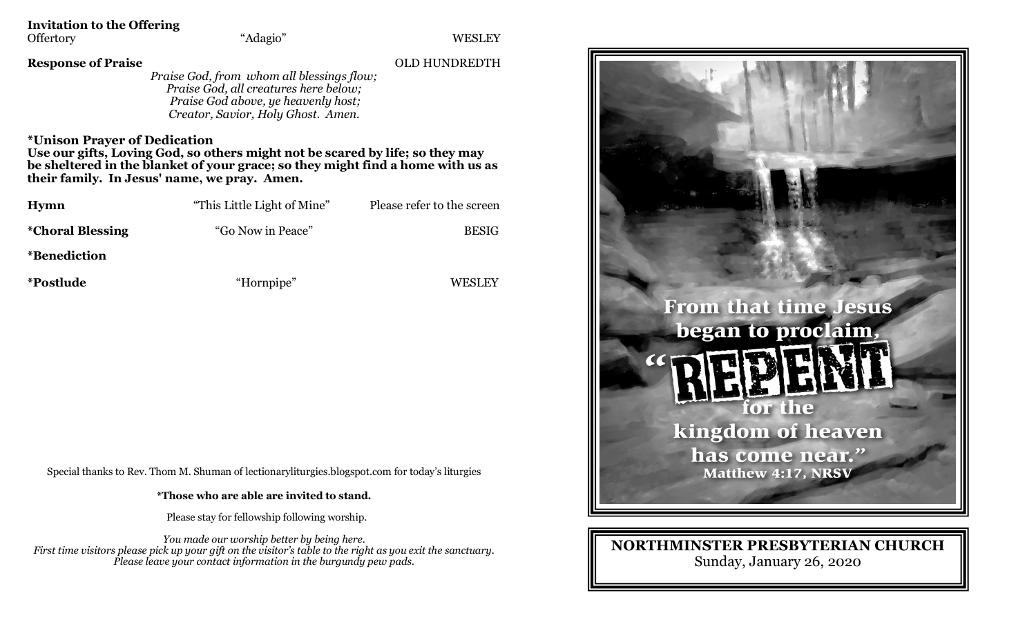**Invitation to the Offering**

Offertory — "Adagio" — WESLEY

**Response of Praise** — OLD HUNDREDTH

*Praise God, from whom all blessings flow;*
*Praise God, all creatures here below;*
*Praise God above, ye heavenly host;*
*Creator, Savior, Holy Ghost. Amen.*

**\*Unison Prayer of Dedication**

**Use our gifts, Loving God, so others might not be scared by life; so they may be sheltered in the blanket of your grace; so they might find a home with us as their family. In Jesus' name, we pray. Amen.**

**Hymn** — "This Little Light of Mine" — Please refer to the screen

**\*Choral Blessing** — "Go Now in Peace" — BESIG

**\*Benediction**

**\*Postlude** — "Hornpipe" — WESLEY

Special thanks to Rev. Thom M. Shuman of lectionaryliturgies.blogspot.com for today's liturgies

**\*Those who are able are invited to stand.**

Please stay for fellowship following worship.

*You made our worship better by being here.*
*First time visitors please pick up your gift on the visitor's table to the right as you exit the sanctuary.*
*Please leave your contact information in the burgundy pew pads.*

From that time Jesus began to proclaim, "REPENT for the kingdom of heaven has come near."
Matthew 4:17, NRSV

**NORTHMINSTER PRESBYTERIAN CHURCH**

Sunday, January 26, 2020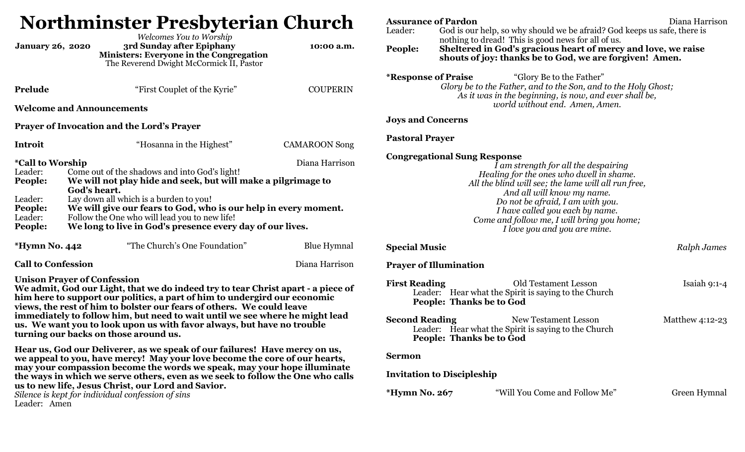# Northminster Presbyterian Church

*Welcomes You to Worship*

**January 26, 2020** **3rd Sunday after Epiphany** **10:00 a.m.**

**Ministers: Everyone in the Congregation**

The Reverend Dwight McCormick II, Pastor

**Prelude** "First Couplet of the Kyrie" COUPERIN

**Welcome and Announcements**

**Prayer of Invocation and the Lord's Prayer**

**Introit** "Hosanna in the Highest" CAMAROON Song

**\*Call to Worship** Diana Harrison

Leader: Come out of the shadows and into God's light!

**People: We will not play hide and seek, but will make a pilgrimage to God's heart.**

Leader: Lay down all which is a burden to you!

**People: We will give our fears to God, who is our help in every moment.**

Leader: Follow the One who will lead you to new life!

**People: We long to live in God's presence every day of our lives.**

**\*Hymn No. 442** "The Church's One Foundation" Blue Hymnal

**Call to Confession** Diana Harrison

**Unison Prayer of Confession**

**We admit, God our Light, that we do indeed try to tear Christ apart - a piece of him here to support our politics, a part of him to undergird our economic views, the rest of him to bolster our fears of others. We could leave immediately to follow him, but need to wait until we see where he might lead us. We want you to look upon us with favor always, but have no trouble turning our backs on those around us.**

**Hear us, God our Deliverer, as we speak of our failures! Have mercy on us, we appeal to you, have mercy! May your love become the core of our hearts, may your compassion become the words we speak, may your hope illuminate the ways in which we serve others, even as we seek to follow the One who calls us to new life, Jesus Christ, our Lord and Savior.**

*Silence is kept for individual confession of sins*

Leader: Amen

**Assurance of Pardon** Diana Harrison

Leader: God is our help, so why should we be afraid? God keeps us safe, there is nothing to dread! This is good news for all of us.

**People: Sheltered in God's gracious heart of mercy and love, we raise shouts of joy: thanks be to God, we are forgiven! Amen.**

**\*Response of Praise** "Glory Be to the Father"

*Glory be to the Father, and to the Son, and to the Holy Ghost;*
*As it was in the beginning, is now, and ever shall be,*
*world without end. Amen, Amen.*

**Joys and Concerns**

**Pastoral Prayer**

**Congregational Sung Response**

*I am strength for all the despairing*
*Healing for the ones who dwell in shame.*
*All the blind will see; the lame will all run free,*
*And all will know my name.*
*Do not be afraid, I am with you.*
*I have called you each by name.*
*Come and follow me, I will bring you home;*
*I love you and you are mine.*

**Special Music** *Ralph James*

**Prayer of Illumination**

**First Reading** Old Testament Lesson Isaiah 9:1-4

Leader: Hear what the Spirit is saying to the Church

**People: Thanks be to God**

**Second Reading** New Testament Lesson Matthew 4:12-23

Leader: Hear what the Spirit is saying to the Church

**People: Thanks be to God**

**Sermon**

**Invitation to Discipleship**

**\*Hymn No. 267** "Will You Come and Follow Me" Green Hymnal